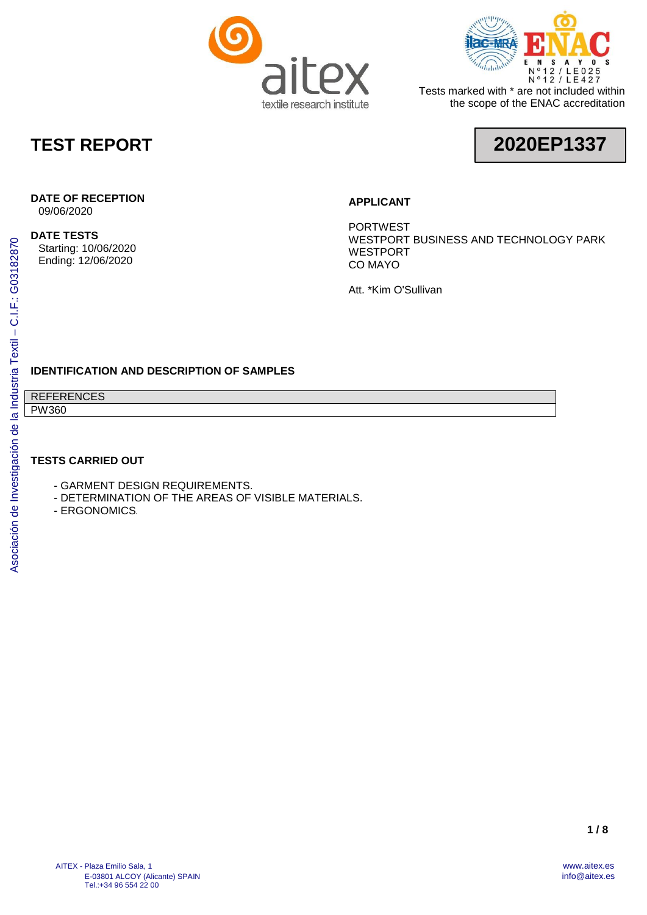Tests marked with * are not included within the scope of the ENAC accreditation

# TEST REPORT

**2020EP1337**

**DATE OF RECEPTION**
09/06/2020

**DATE TESTS**
Starting: 10/06/2020
Ending: 12/06/2020

**APPLICANT**

PORTWEST
WESTPORT BUSINESS AND TECHNOLOGY PARK
WESTPORT
CO MAYO

Att. *Kim O'Sullivan

## IDENTIFICATION AND DESCRIPTION OF SAMPLES

| REFERENCES |
|---|
| PW360 |

## TESTS CARRIED OUT

- GARMENT DESIGN REQUIREMENTS.
- DETERMINATION OF THE AREAS OF VISIBLE MATERIALS.
- ERGONOMICS.

Asociación de Investigación de la Industria Textil – C.I.F.: G03182870

AITEX - Plaza Emilio Sala, 1
E-03801 ALCOY (Alicante) SPAIN
Tel.:+34 96 554 22 00

www.aitex.es
info@aitex.es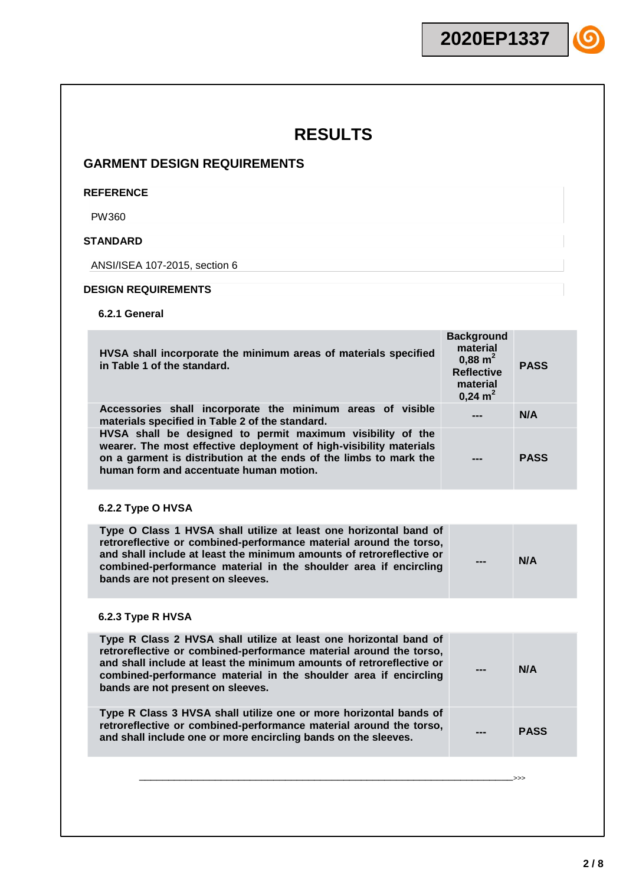# RESULTS

## GARMENT DESIGN REQUIREMENTS

**REFERENCE**

PW360

**STANDARD**

ANSI/ISEA 107-2015, section 6

**DESIGN REQUIREMENTS**

**6.2.1 General**

| | | |
|---|---|---|
| **HVSA shall incorporate the minimum areas of materials specified in Table 1 of the standard.** | **Background material 0,88 $m^2$ Reflective material 0,24 $m^2$** | **PASS** |
| **Accessories shall incorporate the minimum areas of visible materials specified in Table 2 of the standard.** | **---** | **N/A** |
| **HVSA shall be designed to permit maximum visibility of the wearer. The most effective deployment of high-visibility materials on a garment is distribution at the ends of the limbs to mark the human form and accentuate human motion.** | **---** | **PASS** |

**6.2.2 Type O HVSA**

| | | |
|---|---|---|
| **Type O Class 1 HVSA shall utilize at least one horizontal band of retroreflective or combined-performance material around the torso, and shall include at least the minimum amounts of retroreflective or combined-performance material in the shoulder area if encircling bands are not present on sleeves.** | **---** | **N/A** |

**6.2.3 Type R HVSA**

| | | |
|---|---|---|
| **Type R Class 2 HVSA shall utilize at least one horizontal band of retroreflective or combined-performance material around the torso, and shall include at least the minimum amounts of retroreflective or combined-performance material in the shoulder area if encircling bands are not present on sleeves.** | **---** | **N/A** |
| **Type R Class 3 HVSA shall utilize one or more horizontal bands of retroreflective or combined-performance material around the torso, and shall include one or more encircling bands on the sleeves.** | **---** | **PASS** |

\>>>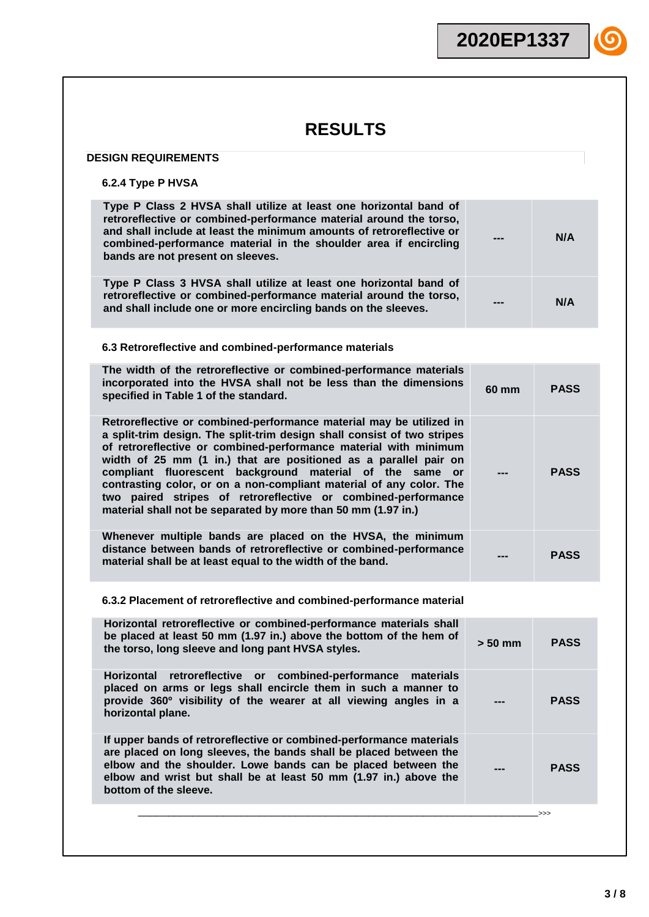# RESULTS

**DESIGN REQUIREMENTS**

**6.2.4 Type P HVSA**

| Requirement | Result | Verdict |
|---|---|---|
| **Type P Class 2 HVSA shall utilize at least one horizontal band of retroreflective or combined-performance material around the torso, and shall include at least the minimum amounts of retroreflective or combined-performance material in the shoulder area if encircling bands are not present on sleeves.** | **---** | **N/A** |
| **Type P Class 3 HVSA shall utilize at least one horizontal band of retroreflective or combined-performance material around the torso, and shall include one or more encircling bands on the sleeves.** | **---** | **N/A** |

**6.3 Retroreflective and combined-performance materials**

| Requirement | Result | Verdict |
|---|---|---|
| **The width of the retroreflective or combined-performance materials incorporated into the HVSA shall not be less than the dimensions specified in Table 1 of the standard.** | **60 mm** | **PASS** |
| **Retroreflective or combined-performance material may be utilized in a split-trim design. The split-trim design shall consist of two stripes of retroreflective or combined-performance material with minimum width of 25 mm (1 in.) that are positioned as a parallel pair on compliant fluorescent background material of the same or contrasting color, or on a non-compliant material of any color. The two paired stripes of retroreflective or combined-performance material shall not be separated by more than 50 mm (1.97 in.)** | **---** | **PASS** |
| **Whenever multiple bands are placed on the HVSA, the minimum distance between bands of retroreflective or combined-performance material shall be at least equal to the width of the band.** | **---** | **PASS** |

**6.3.2 Placement of retroreflective and combined-performance material**

| Requirement | Result | Verdict |
|---|---|---|
| **Horizontal retroreflective or combined-performance materials shall be placed at least 50 mm (1.97 in.) above the bottom of the hem of the torso, long sleeve and long pant HVSA styles.** | **> 50 mm** | **PASS** |
| **Horizontal retroreflective or combined-performance materials placed on arms or legs shall encircle them in such a manner to provide 360º visibility of the wearer at all viewing angles in a horizontal plane.** | **---** | **PASS** |
| **If upper bands of retroreflective or combined-performance materials are placed on long sleeves, the bands shall be placed between the elbow and the shoulder. Lowe bands can be placed between the elbow and wrist but shall be at least 50 mm (1.97 in.) above the bottom of the sleeve.** | **---** | **PASS** |

\>>>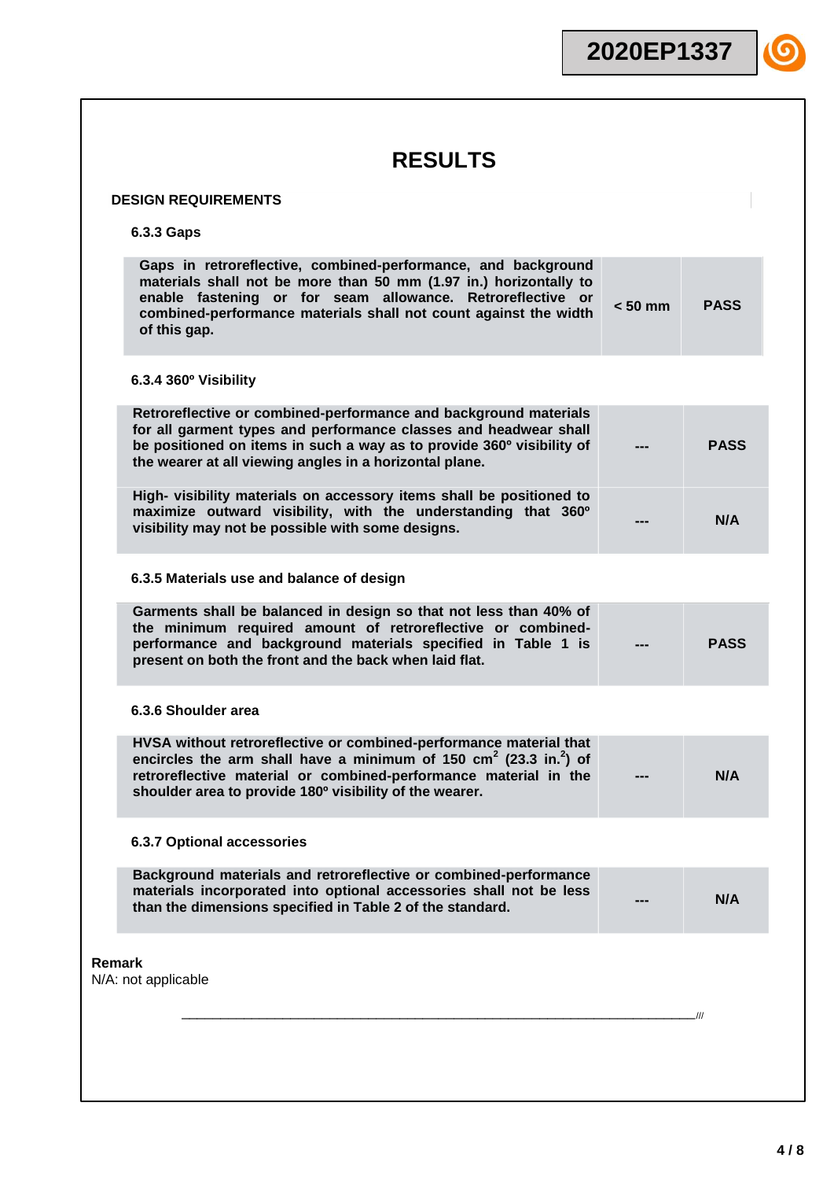# RESULTS

**DESIGN REQUIREMENTS**

**6.3.3 Gaps**

| Requirement | Result | Verdict |
|---|---|---|
| Gaps in retroreflective, combined-performance, and background materials shall not be more than 50 mm (1.97 in.) horizontally to enable fastening or for seam allowance. Retroreflective or combined-performance materials shall not count against the width of this gap. | < 50 mm | PASS |

**6.3.4 360º Visibility**

| Requirement | Result | Verdict |
|---|---|---|
| Retroreflective or combined-performance and background materials for all garment types and performance classes and headwear shall be positioned on items in such a way as to provide 360º visibility of the wearer at all viewing angles in a horizontal plane. | --- | PASS |
| High- visibility materials on accessory items shall be positioned to maximize outward visibility, with the understanding that 360º visibility may not be possible with some designs. | --- | N/A |

**6.3.5 Materials use and balance of design**

| Requirement | Result | Verdict |
|---|---|---|
| Garments shall be balanced in design so that not less than 40% of the minimum required amount of retroreflective or combined-performance and background materials specified in Table 1 is present on both the front and the back when laid flat. | --- | PASS |

**6.3.6 Shoulder area**

| Requirement | Result | Verdict |
|---|---|---|
| HVSA without retroreflective or combined-performance material that encircles the arm shall have a minimum of 150 $cm^2$ (23.3 $in.^2$) of retroreflective material or combined-performance material in the shoulder area to provide 180º visibility of the wearer. | --- | N/A |

**6.3.7 Optional accessories**

| Requirement | Result | Verdict |
|---|---|---|
| Background materials and retroreflective or combined-performance materials incorporated into optional accessories shall not be less than the dimensions specified in Table 2 of the standard. | --- | N/A |

**Remark**

N/A: not applicable

___________________________________________________________________________///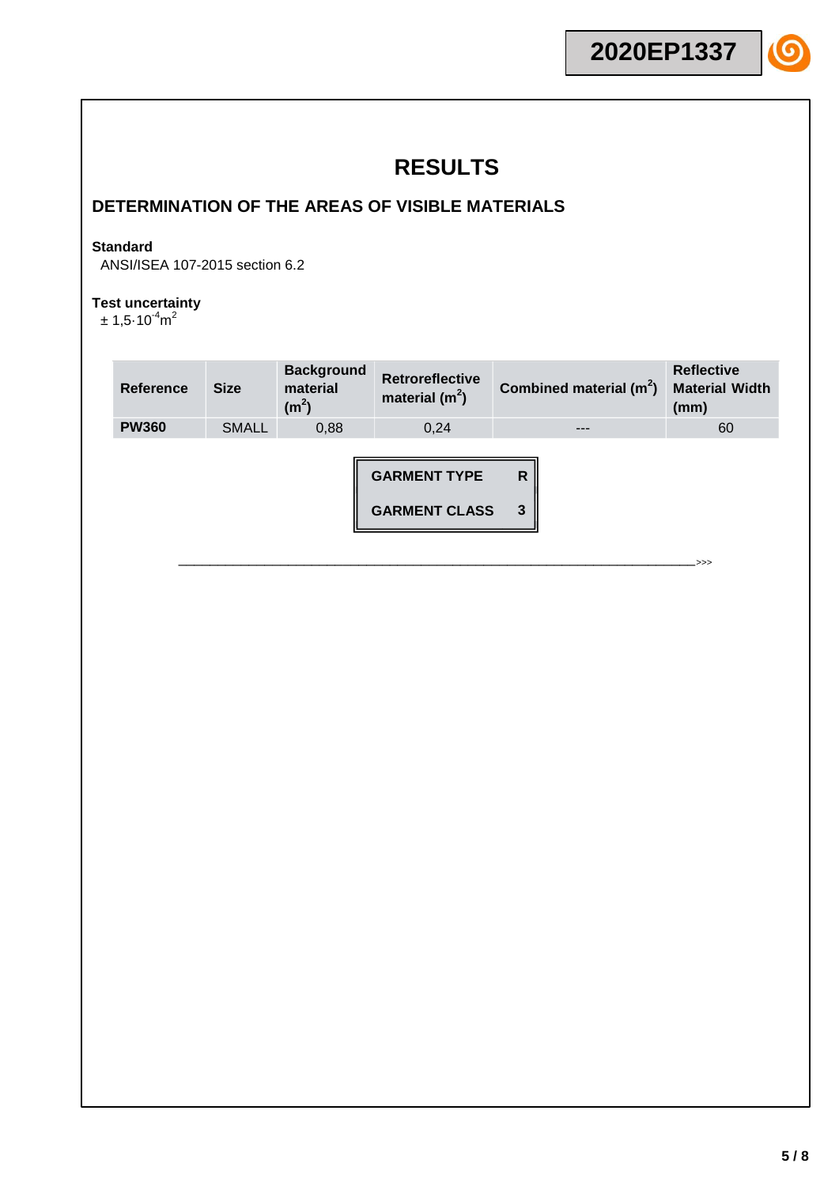# RESULTS

## DETERMINATION OF THE AREAS OF VISIBLE MATERIALS

**Standard**

ANSI/ISEA 107-2015 section 6.2

**Test uncertainty**

$\pm 1{,}5 \cdot 10^{-4} m^2$

| Reference | Size | Background material ($m^2$) | Retroreflective material ($m^2$) | Combined material ($m^2$) | Reflective Material Width (mm) |
|---|---|---|---|---|---|
| **PW360** | SMALL | 0,88 | 0,24 | --- | 60 |

| | |
|---|---|
| **GARMENT TYPE** | **R** |
| **GARMENT CLASS** | **3** |

____________________________________________________________________>>>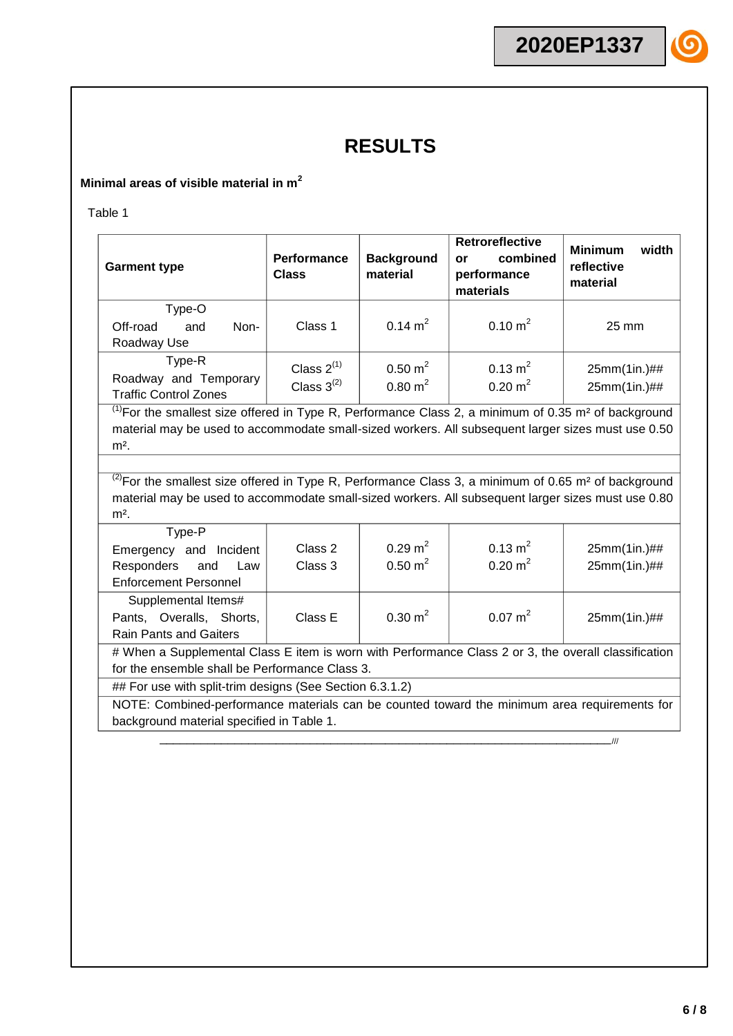# RESULTS

**Minimal areas of visible material in $m^2$**

Table 1

| **Garment type** | **Performance Class** | **Background material** | **Retroreflective or combined performance materials** | **Minimum width reflective material** |
|---|---|---|---|---|
| Type-O<br>Off-road and Non-Roadway Use | Class 1 | 0.14 $m^2$ | 0.10 $m^2$ | 25 mm |
| Type-R<br>Roadway and Temporary Traffic Control Zones | Class 2[(1)]<br>Class 3[(2)] | 0.50 $m^2$<br>0.80 $m^2$ | 0.13 $m^2$<br>0.20 $m^2$ | 25mm(1in.)##<br>25mm(1in.)## |
| [(1)]For the smallest size offered in Type R, Performance Class 2, a minimum of 0.35 m² of background material may be used to accommodate small-sized workers. All subsequent larger sizes must use 0.50 m². | | | | |
| | | | | |
| [(2)]For the smallest size offered in Type R, Performance Class 3, a minimum of 0.65 m² of background material may be used to accommodate small-sized workers. All subsequent larger sizes must use 0.80 m². | | | | |
| Type-P<br>Emergency and Incident Responders and Law Enforcement Personnel | Class 2<br>Class 3 | 0.29 $m^2$<br>0.50 $m^2$ | 0.13 $m^2$<br>0.20 $m^2$ | 25mm(1in.)##<br>25mm(1in.)## |
| Supplemental Items#<br>Pants, Overalls, Shorts, Rain Pants and Gaiters | Class E | 0.30 $m^2$ | 0.07 $m^2$ | 25mm(1in.)## |
| # When a Supplemental Class E item is worn with Performance Class 2 or 3, the overall classification for the ensemble shall be Performance Class 3. | | | | |
| ## For use with split-trim designs (See Section 6.3.1.2) | | | | |
| NOTE: Combined-performance materials can be counted toward the minimum area requirements for background material specified in Table 1. | | | | |

_______________________________________________________________________///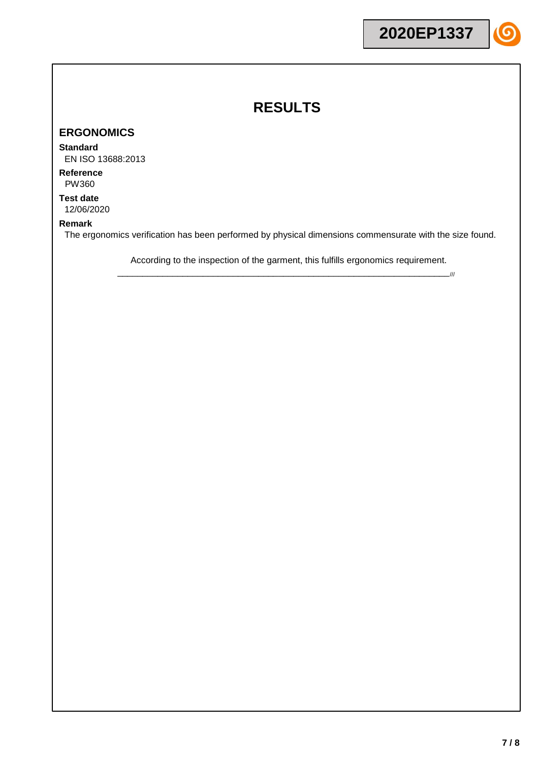# RESULTS

## ERGONOMICS

**Standard**
EN ISO 13688:2013

**Reference**
PW360

**Test date**
12/06/2020

**Remark**
The ergonomics verification has been performed by physical dimensions commensurate with the size found.

According to the inspection of the garment, this fulfills ergonomics requirement.

___________________________________________________________________________///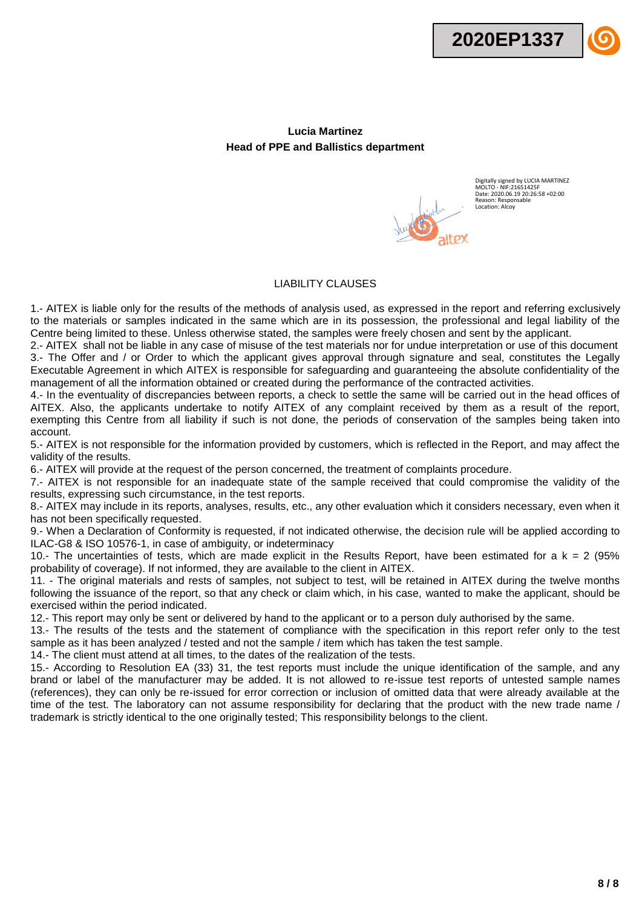**Lucia Martinez**
**Head of PPE and Ballistics department**

Digitally signed by LUCIA MARTINEZ MOLTO - NIF:21651425F
Date: 2020.06.19 20:26:58 +02:00
Reason: Responsable
Location: Alcoy

LIABILITY CLAUSES

1.- AITEX is liable only for the results of the methods of analysis used, as expressed in the report and referring exclusively to the materials or samples indicated in the same which are in its possession, the professional and legal liability of the Centre being limited to these. Unless otherwise stated, the samples were freely chosen and sent by the applicant.
2.- AITEX shall not be liable in any case of misuse of the test materials nor for undue interpretation or use of this document
3.- The Offer and / or Order to which the applicant gives approval through signature and seal, constitutes the Legally Executable Agreement in which AITEX is responsible for safeguarding and guaranteeing the absolute confidentiality of the management of all the information obtained or created during the performance of the contracted activities.
4.- In the eventuality of discrepancies between reports, a check to settle the same will be carried out in the head offices of AITEX. Also, the applicants undertake to notify AITEX of any complaint received by them as a result of the report, exempting this Centre from all liability if such is not done, the periods of conservation of the samples being taken into account.
5.- AITEX is not responsible for the information provided by customers, which is reflected in the Report, and may affect the validity of the results.
6.- AITEX will provide at the request of the person concerned, the treatment of complaints procedure.
7.- AITEX is not responsible for an inadequate state of the sample received that could compromise the validity of the results, expressing such circumstance, in the test reports.
8.- AITEX may include in its reports, analyses, results, etc., any other evaluation which it considers necessary, even when it has not been specifically requested.
9.- When a Declaration of Conformity is requested, if not indicated otherwise, the decision rule will be applied according to ILAC-G8 & ISO 10576-1, in case of ambiguity, or indeterminacy
10.- The uncertainties of tests, which are made explicit in the Results Report, have been estimated for a k = 2 (95% probability of coverage). If not informed, they are available to the client in AITEX.
11. - The original materials and rests of samples, not subject to test, will be retained in AITEX during the twelve months following the issuance of the report, so that any check or claim which, in his case, wanted to make the applicant, should be exercised within the period indicated.
12.- This report may only be sent or delivered by hand to the applicant or to a person duly authorised by the same.
13.- The results of the tests and the statement of compliance with the specification in this report refer only to the test sample as it has been analyzed / tested and not the sample / item which has taken the test sample.
14.- The client must attend at all times, to the dates of the realization of the tests.
15.- According to Resolution EA (33) 31, the test reports must include the unique identification of the sample, and any brand or label of the manufacturer may be added. It is not allowed to re-issue test reports of untested sample names (references), they can only be re-issued for error correction or inclusion of omitted data that were already available at the time of the test. The laboratory can not assume responsibility for declaring that the product with the new trade name / trademark is strictly identical to the one originally tested; This responsibility belongs to the client.